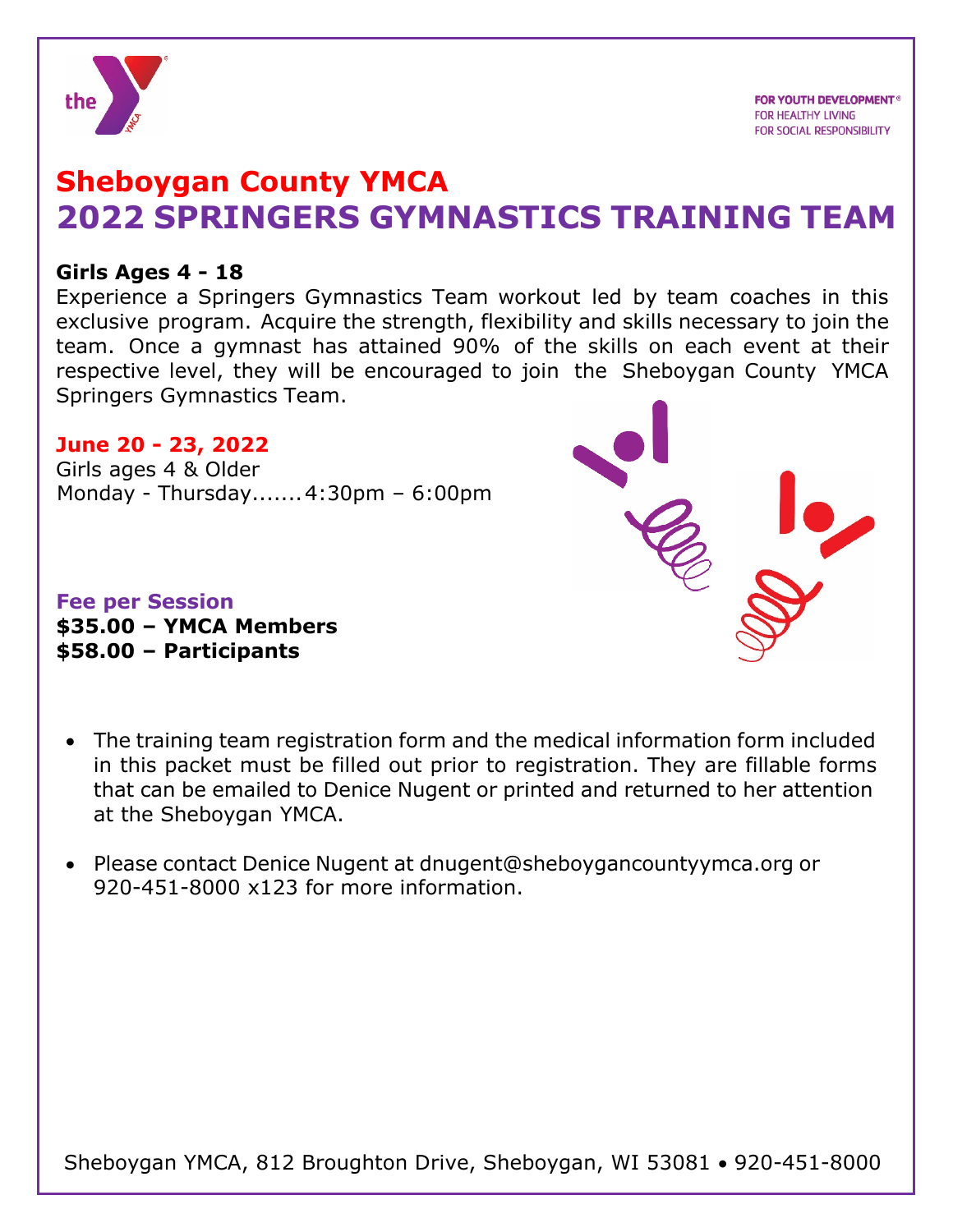FOR YOUTH DEVELOPMENT®
FOR HEALTHY LIVING
FOR SOCIAL RESPONSIBILITY

# Sheboygan County YMCA
# 2022 SPRINGERS GYMNASTICS TRAINING TEAM

**Girls Ages 4 - 18**

Experience a Springers Gymnastics Team workout led by team coaches in this exclusive program. Acquire the strength, flexibility and skills necessary to join the team. Once a gymnast has attained 90% of the skills on each event at their respective level, they will be encouraged to join the Sheboygan County YMCA Springers Gymnastics Team.

**June 20 - 23, 2022**

Girls ages 4 & Older
Monday - Thursday.......4:30pm – 6:00pm

**Fee per Session**

**$35.00 – YMCA Members**
**$58.00 – Participants**

- The training team registration form and the medical information form included in this packet must be filled out prior to registration. They are fillable forms that can be emailed to Denice Nugent or printed and returned to her attention at the Sheboygan YMCA.
- Please contact Denice Nugent at dnugent@sheboygancountyymca.org or 920-451-8000 x123 for more information.

Sheboygan YMCA, 812 Broughton Drive, Sheboygan, WI 53081 • 920-451-8000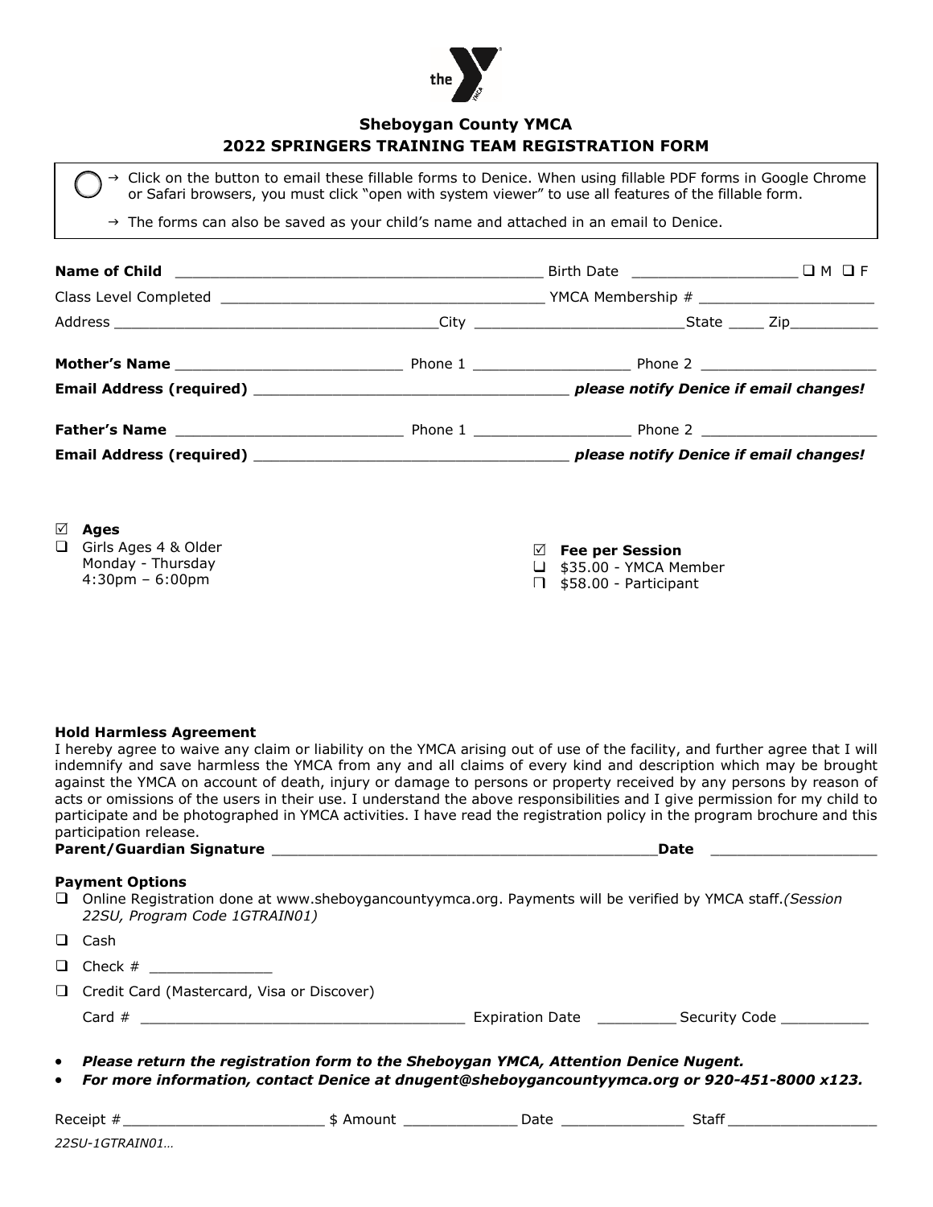**Sheboygan County YMCA**
**2022 SPRINGERS TRAINING TEAM REGISTRATION FORM**

→ Click on the button to email these fillable forms to Denice. When using fillable PDF forms in Google Chrome or Safari browsers, you must click "open with system viewer" to use all features of the fillable form.

→ The forms can also be saved as your child's name and attached in an email to Denice.

**Name of Child** ________________________________________ Birth Date __________________ ❑ M ❑ F

Class Level Completed ____________________________________ YMCA Membership # ____________________

Address ____________________________________City _______________________State ____ Zip__________

**Mother's Name** _________________________ Phone 1 _________________ Phone 2 ____________________

**Email Address (required)** __________________________________ ***please notify Denice if email changes!***

**Father's Name** _________________________ Phone 1 _________________ Phone 2 ____________________

**Email Address (required)** __________________________________ ***please notify Denice if email changes!***

☑ **Ages**
- ❑ Girls Ages 4 & Older
  Monday - Thursday
  4:30pm – 6:00pm

☑ **Fee per Session**
- ❑ $35.00 - YMCA Member
- ❑ $58.00 - Participant

**Hold Harmless Agreement**
I hereby agree to waive any claim or liability on the YMCA arising out of use of the facility, and further agree that I will indemnify and save harmless the YMCA from any and all claims of every kind and description which may be brought against the YMCA on account of death, injury or damage to persons or property received by any persons by reason of acts or omissions of the users in their use. I understand the above responsibilities and I give permission for my child to participate and be photographed in YMCA activities. I have read the registration policy in the program brochure and this participation release.
**Parent/Guardian Signature** ____________________________________________**Date** __________________

**Payment Options**
- ❑ Online Registration done at www.sheboygancountyymca.org. Payments will be verified by YMCA staff.*(Session 22SU, Program Code 1GTRAIN01)*
- ❑ Cash
- ❑ Check # ______________
- ❑ Credit Card (Mastercard, Visa or Discover)
  Card # ____________________________________ Expiration Date _________ Security Code __________

- ***Please return the registration form to the Sheboygan YMCA, Attention Denice Nugent.***
- ***For more information, contact Denice at dnugent@sheboygancountyymca.org or 920-451-8000 x123.***

Receipt #_______________________ $ Amount _____________ Date ______________ Staff _________________

*22SU-1GTRAIN01…*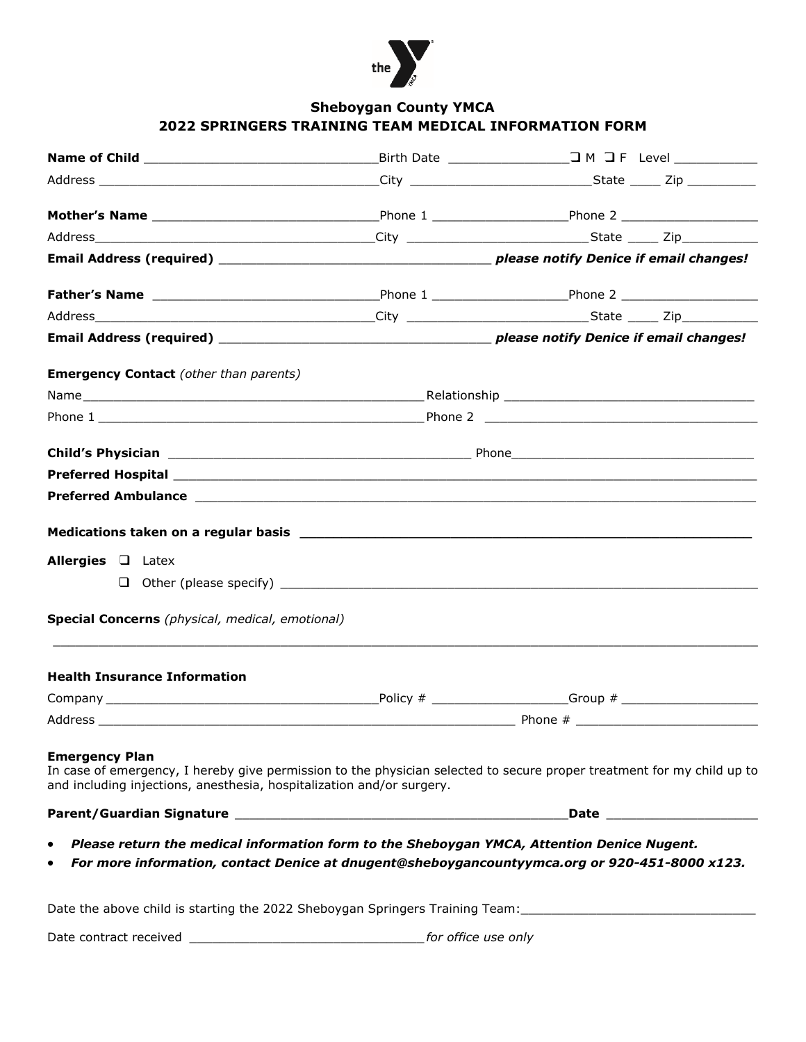# Sheboygan County YMCA
## 2022 SPRINGERS TRAINING TEAM MEDICAL INFORMATION FORM

**Name of Child** ______________________________ Birth Date ________________ ❑ M ❑ F Level ___________

Address ______________________________________ City ________________________ State ____ Zip _________

**Mother's Name** ______________________________ Phone 1 __________________ Phone 2 ___________________

Address______________________________________ City ________________________ State ____ Zip__________

**Email Address (required)** ___________________________________ ***please notify Denice if email changes!***

**Father's Name** ______________________________ Phone 1 __________________ Phone 2 ___________________

Address______________________________________ City ________________________ State ____ Zip__________

**Email Address (required)** ___________________________________ ***please notify Denice if email changes!***

**Emergency Contact** *(other than parents)*

Name_______________________________________________ Relationship _________________________________

Phone 1 ____________________________________________ Phone 2 ____________________________________

**Child's Physician** _______________________________________ Phone_________________________________

**Preferred Hospital** _________________________________________________________________________

**Preferred Ambulance** _______________________________________________________________________

**Medications taken on a regular basis** _________________________________________________________

**Allergies** ❑ Latex

❑ Other (please specify) _______________________________________________________________

**Special Concerns** *(physical, medical, emotional)*

_____________________________________________________________________________________________

**Health Insurance Information**

Company ____________________________________ Policy # __________________ Group # ___________________

Address _________________________________________________________ Phone # ________________________

**Emergency Plan**

In case of emergency, I hereby give permission to the physician selected to secure proper treatment for my child up to and including injections, anesthesia, hospitalization and/or surgery.

**Parent/Guardian Signature** ___________________________________________ **Date** ____________________

- ***Please return the medical information form to the Sheboygan YMCA, Attention Denice Nugent.***
- ***For more information, contact Denice at dnugent@sheboygancountyymca.org or 920-451-8000 x123.***

Date the above child is starting the 2022 Sheboygan Springers Training Team:______________________________

Date contract received ______________________________ *for office use only*